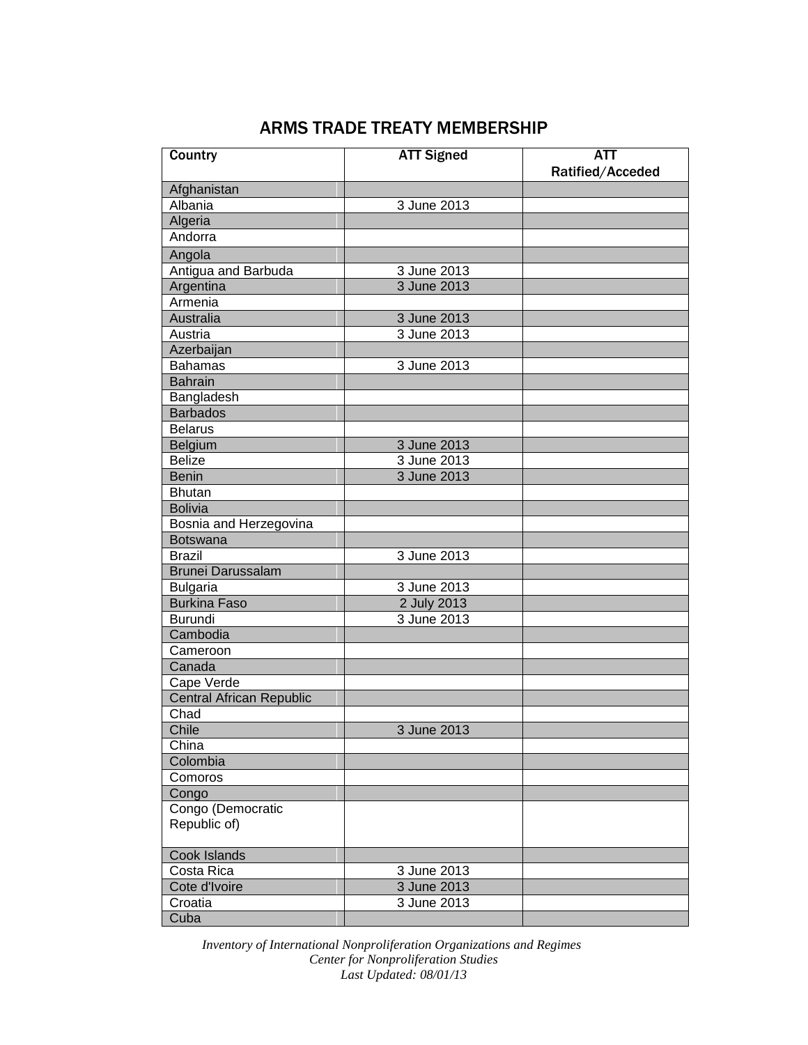# ARMS TRADE TREATY MEMBERSHIP

| Country | ATT Signed | ATT Ratified/Acceded |
|---|---|---|
| Afghanistan | | |
| Albania | 3 June 2013 | |
| Algeria | | |
| Andorra | | |
| Angola | | |
| Antigua and Barbuda | 3 June 2013 | |
| Argentina | 3 June 2013 | |
| Armenia | | |
| Australia | 3 June 2013 | |
| Austria | 3 June 2013 | |
| Azerbaijan | | |
| Bahamas | 3 June 2013 | |
| Bahrain | | |
| Bangladesh | | |
| Barbados | | |
| Belarus | | |
| Belgium | 3 June 2013 | |
| Belize | 3 June 2013 | |
| Benin | 3 June 2013 | |
| Bhutan | | |
| Bolivia | | |
| Bosnia and Herzegovina | | |
| Botswana | | |
| Brazil | 3 June 2013 | |
| Brunei Darussalam | | |
| Bulgaria | 3 June 2013 | |
| Burkina Faso | 2 July 2013 | |
| Burundi | 3 June 2013 | |
| Cambodia | | |
| Cameroon | | |
| Canada | | |
| Cape Verde | | |
| Central African Republic | | |
| Chad | | |
| Chile | 3 June 2013 | |
| China | | |
| Colombia | | |
| Comoros | | |
| Congo | | |
| Congo (Democratic Republic of) | | |
| Cook Islands | | |
| Costa Rica | 3 June 2013 | |
| Cote d'Ivoire | 3 June 2013 | |
| Croatia | 3 June 2013 | |
| Cuba | | |

*Inventory of International Nonproliferation Organizations and Regimes*
*Center for Nonproliferation Studies*
*Last Updated: 08/01/13*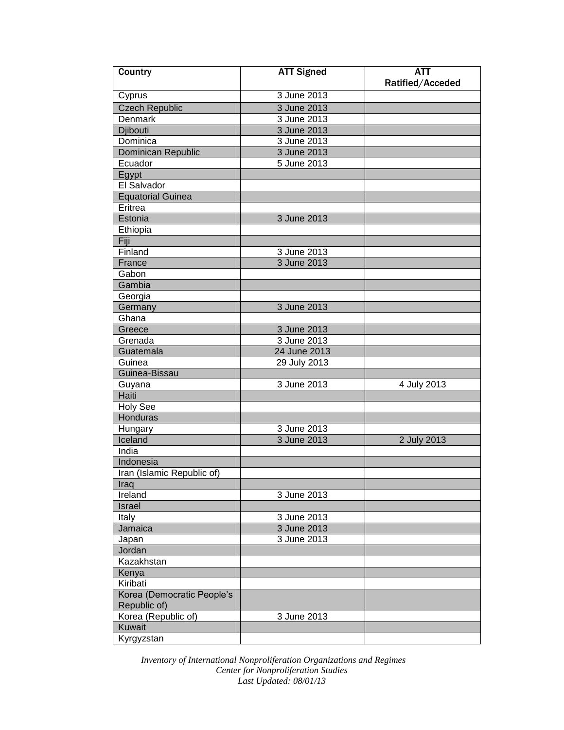| Country | ATT Signed | ATT Ratified/Acceded |
|---|---|---|
| Cyprus | 3 June 2013 | |
| Czech Republic | 3 June 2013 | |
| Denmark | 3 June 2013 | |
| Djibouti | 3 June 2013 | |
| Dominica | 3 June 2013 | |
| Dominican Republic | 3 June 2013 | |
| Ecuador | 5 June 2013 | |
| Egypt | | |
| El Salvador | | |
| Equatorial Guinea | | |
| Eritrea | | |
| Estonia | 3 June 2013 | |
| Ethiopia | | |
| Fiji | | |
| Finland | 3 June 2013 | |
| France | 3 June 2013 | |
| Gabon | | |
| Gambia | | |
| Georgia | | |
| Germany | 3 June 2013 | |
| Ghana | | |
| Greece | 3 June 2013 | |
| Grenada | 3 June 2013 | |
| Guatemala | 24 June 2013 | |
| Guinea | 29 July 2013 | |
| Guinea-Bissau | | |
| Guyana | 3 June 2013 | 4 July 2013 |
| Haiti | | |
| Holy See | | |
| Honduras | | |
| Hungary | 3 June 2013 | |
| Iceland | 3 June 2013 | 2 July 2013 |
| India | | |
| Indonesia | | |
| Iran (Islamic Republic of) | | |
| Iraq | | |
| Ireland | 3 June 2013 | |
| Israel | | |
| Italy | 3 June 2013 | |
| Jamaica | 3 June 2013 | |
| Japan | 3 June 2013 | |
| Jordan | | |
| Kazakhstan | | |
| Kenya | | |
| Kiribati | | |
| Korea (Democratic People's Republic of) | | |
| Korea (Republic of) | 3 June 2013 | |
| Kuwait | | |
| Kyrgyzstan | | |

*Inventory of International Nonproliferation Organizations and Regimes*
*Center for Nonproliferation Studies*
*Last Updated: 08/01/13*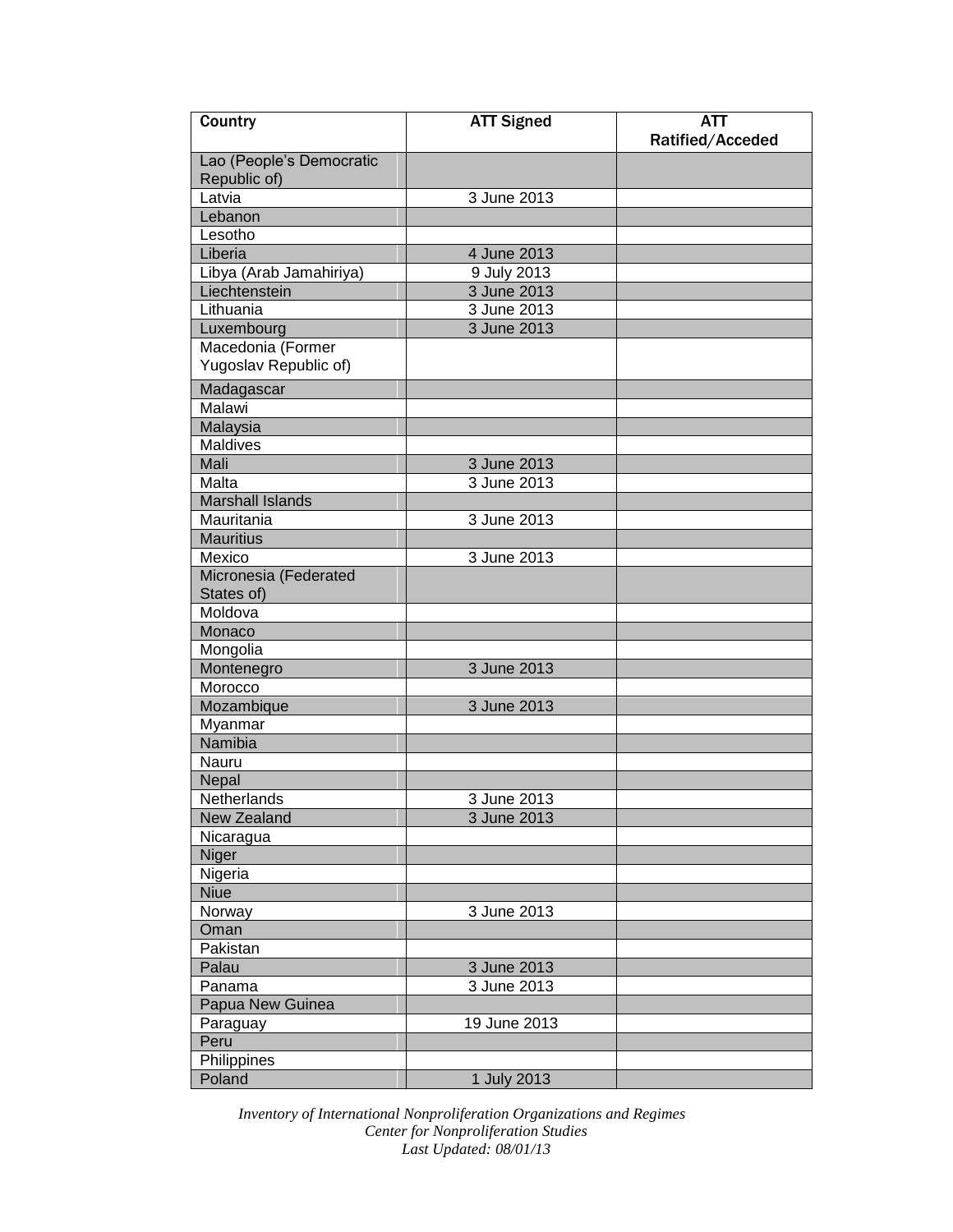| Country | ATT Signed | ATT Ratified/Acceded |
|---|---|---|
| Lao (People's Democratic Republic of) | | |
| Latvia | 3 June 2013 | |
| Lebanon | | |
| Lesotho | | |
| Liberia | 4 June 2013 | |
| Libya (Arab Jamahiriya) | 9 July 2013 | |
| Liechtenstein | 3 June 2013 | |
| Lithuania | 3 June 2013 | |
| Luxembourg | 3 June 2013 | |
| Macedonia (Former Yugoslav Republic of) | | |
| Madagascar | | |
| Malawi | | |
| Malaysia | | |
| Maldives | | |
| Mali | 3 June 2013 | |
| Malta | 3 June 2013 | |
| Marshall Islands | | |
| Mauritania | 3 June 2013 | |
| Mauritius | | |
| Mexico | 3 June 2013 | |
| Micronesia (Federated States of) | | |
| Moldova | | |
| Monaco | | |
| Mongolia | | |
| Montenegro | 3 June 2013 | |
| Morocco | | |
| Mozambique | 3 June 2013 | |
| Myanmar | | |
| Namibia | | |
| Nauru | | |
| Nepal | | |
| Netherlands | 3 June 2013 | |
| New Zealand | 3 June 2013 | |
| Nicaragua | | |
| Niger | | |
| Nigeria | | |
| Niue | | |
| Norway | 3 June 2013 | |
| Oman | | |
| Pakistan | | |
| Palau | 3 June 2013 | |
| Panama | 3 June 2013 | |
| Papua New Guinea | | |
| Paraguay | 19 June 2013 | |
| Peru | | |
| Philippines | | |
| Poland | 1 July 2013 | |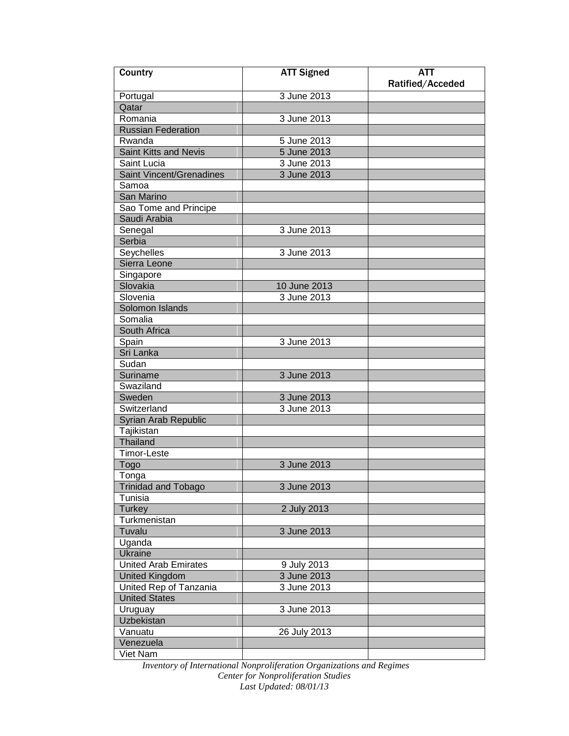| Country | ATT Signed | ATT Ratified/Acceded |
| --- | --- | --- |
| Portugal | 3 June 2013 | |
| Qatar | | |
| Romania | 3 June 2013 | |
| Russian Federation | | |
| Rwanda | 5 June 2013 | |
| Saint Kitts and Nevis | 5 June 2013 | |
| Saint Lucia | 3 June 2013 | |
| Saint Vincent/Grenadines | 3 June 2013 | |
| Samoa | | |
| San Marino | | |
| Sao Tome and Principe | | |
| Saudi Arabia | | |
| Senegal | 3 June 2013 | |
| Serbia | | |
| Seychelles | 3 June 2013 | |
| Sierra Leone | | |
| Singapore | | |
| Slovakia | 10 June 2013 | |
| Slovenia | 3 June 2013 | |
| Solomon Islands | | |
| Somalia | | |
| South Africa | | |
| Spain | 3 June 2013 | |
| Sri Lanka | | |
| Sudan | | |
| Suriname | 3 June 2013 | |
| Swaziland | | |
| Sweden | 3 June 2013 | |
| Switzerland | 3 June 2013 | |
| Syrian Arab Republic | | |
| Tajikistan | | |
| Thailand | | |
| Timor-Leste | | |
| Togo | 3 June 2013 | |
| Tonga | | |
| Trinidad and Tobago | 3 June 2013 | |
| Tunisia | | |
| Turkey | 2 July 2013 | |
| Turkmenistan | | |
| Tuvalu | 3 June 2013 | |
| Uganda | | |
| Ukraine | | |
| United Arab Emirates | 9 July 2013 | |
| United Kingdom | 3 June 2013 | |
| United Rep of Tanzania | 3 June 2013 | |
| United States | | |
| Uruguay | 3 June 2013 | |
| Uzbekistan | | |
| Vanuatu | 26 July 2013 | |
| Venezuela | | |
| Viet Nam | | |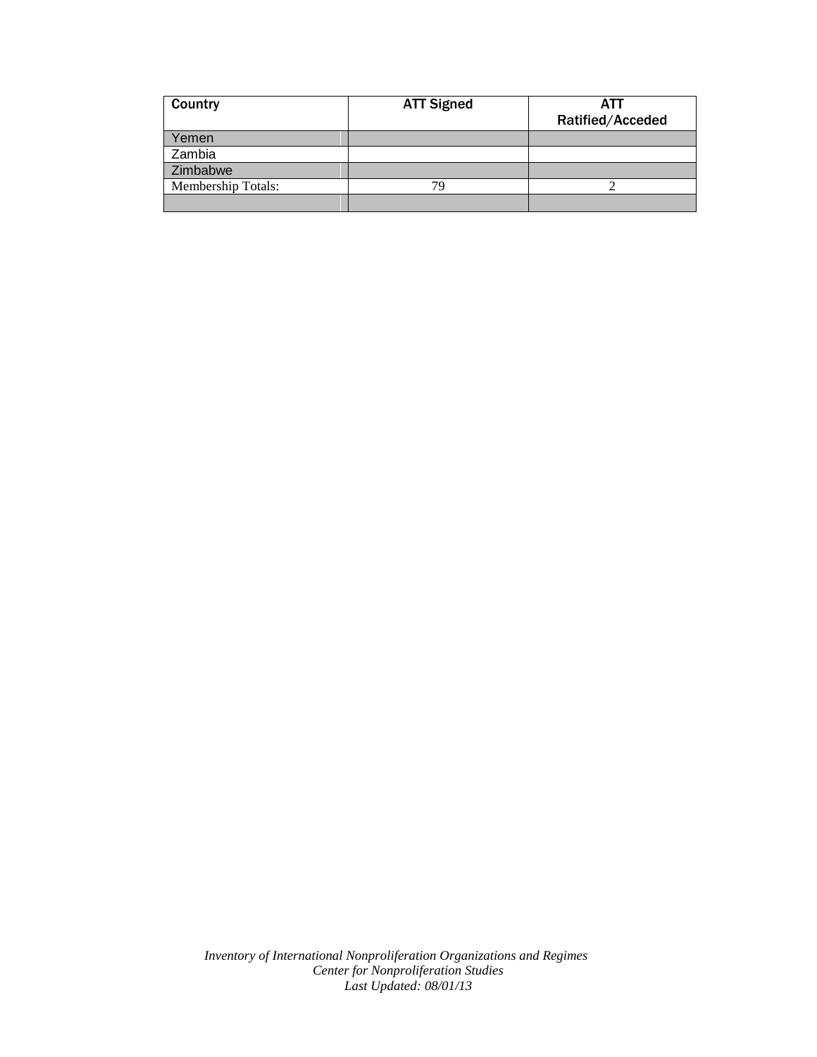| Country | ATT Signed | ATT Ratified/Acceded |
|---|---|---|
| Yemen | | |
| Zambia | | |
| Zimbabwe | | |
| Membership Totals: | 79 | 2 |
| | | |

*Inventory of International Nonproliferation Organizations and Regimes*
*Center for Nonproliferation Studies*
*Last Updated: 08/01/13*